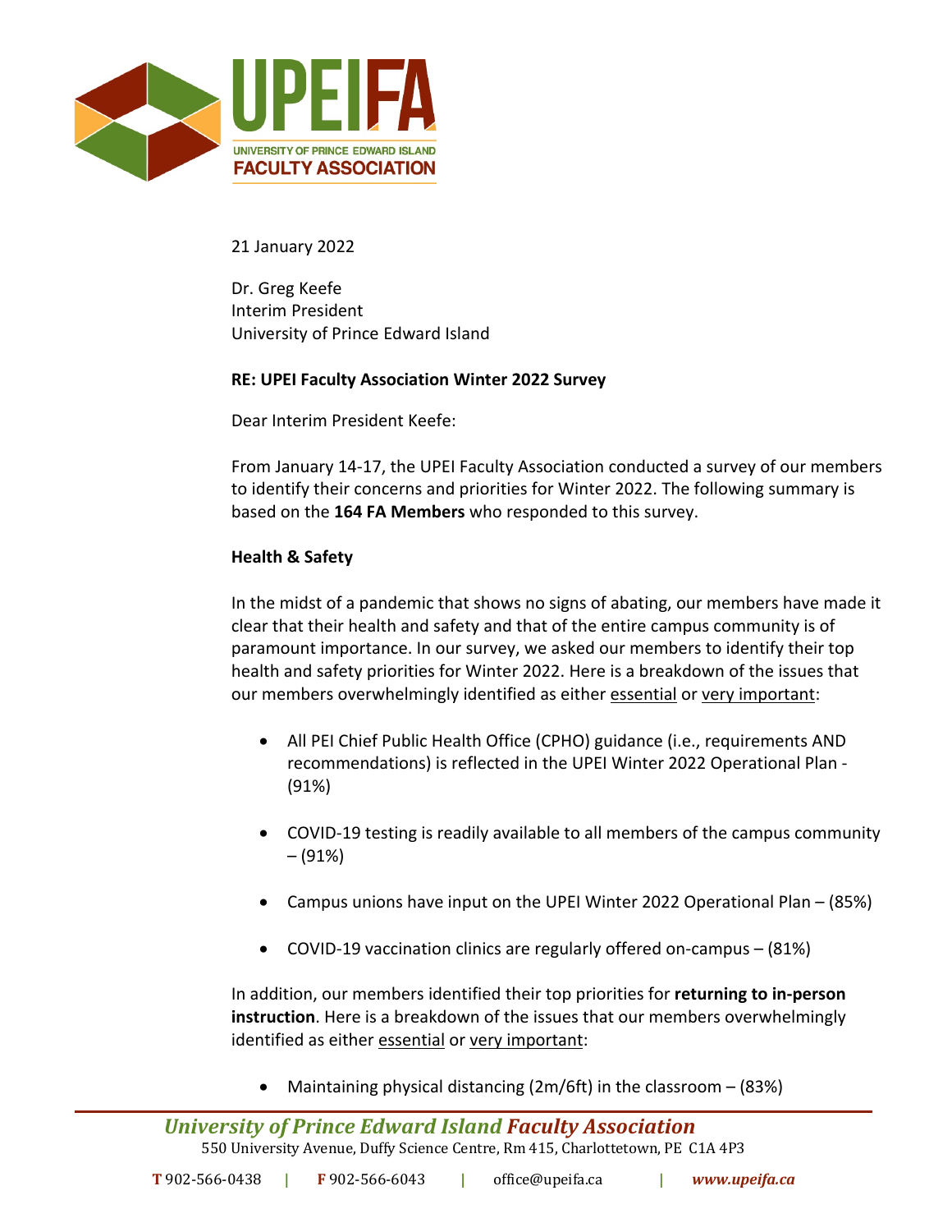21 January 2022

Dr. Greg Keefe
Interim President
University of Prince Edward Island

**RE: UPEI Faculty Association Winter 2022 Survey**

Dear Interim President Keefe:

From January 14-17, the UPEI Faculty Association conducted a survey of our members to identify their concerns and priorities for Winter 2022. The following summary is based on the **164 FA Members** who responded to this survey.

**Health & Safety**

In the midst of a pandemic that shows no signs of abating, our members have made it clear that their health and safety and that of the entire campus community is of paramount importance. In our survey, we asked our members to identify their top health and safety priorities for Winter 2022. Here is a breakdown of the issues that our members overwhelmingly identified as either <u>essential</u> or <u>very important</u>:

- All PEI Chief Public Health Office (CPHO) guidance (i.e., requirements AND recommendations) is reflected in the UPEI Winter 2022 Operational Plan - (91%)
- COVID-19 testing is readily available to all members of the campus community – (91%)
- Campus unions have input on the UPEI Winter 2022 Operational Plan – (85%)
- COVID-19 vaccination clinics are regularly offered on-campus – (81%)

In addition, our members identified their top priorities for **returning to in-person instruction**. Here is a breakdown of the issues that our members overwhelmingly identified as either <u>essential</u> or <u>very important</u>:

- Maintaining physical distancing (2m/6ft) in the classroom – (83%)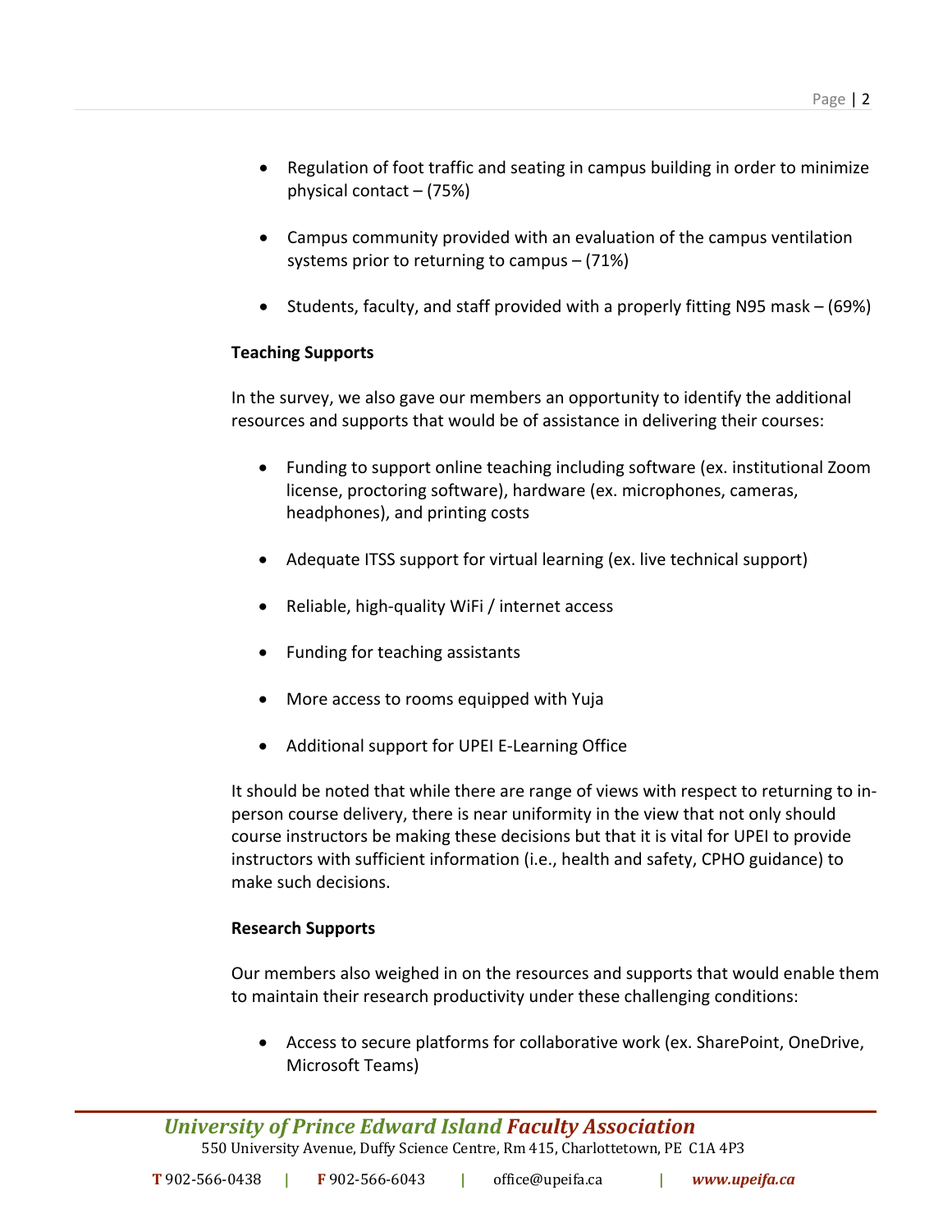- Regulation of foot traffic and seating in campus building in order to minimize physical contact – (75%)

- Campus community provided with an evaluation of the campus ventilation systems prior to returning to campus – (71%)

- Students, faculty, and staff provided with a properly fitting N95 mask – (69%)

**Teaching Supports**

In the survey, we also gave our members an opportunity to identify the additional resources and supports that would be of assistance in delivering their courses:

- Funding to support online teaching including software (ex. institutional Zoom license, proctoring software), hardware (ex. microphones, cameras, headphones), and printing costs

- Adequate ITSS support for virtual learning (ex. live technical support)

- Reliable, high-quality WiFi / internet access

- Funding for teaching assistants

- More access to rooms equipped with Yuja

- Additional support for UPEI E-Learning Office

It should be noted that while there are range of views with respect to returning to in-person course delivery, there is near uniformity in the view that not only should course instructors be making these decisions but that it is vital for UPEI to provide instructors with sufficient information (i.e., health and safety, CPHO guidance) to make such decisions.

**Research Supports**

Our members also weighed in on the resources and supports that would enable them to maintain their research productivity under these challenging conditions:

- Access to secure platforms for collaborative work (ex. SharePoint, OneDrive, Microsoft Teams)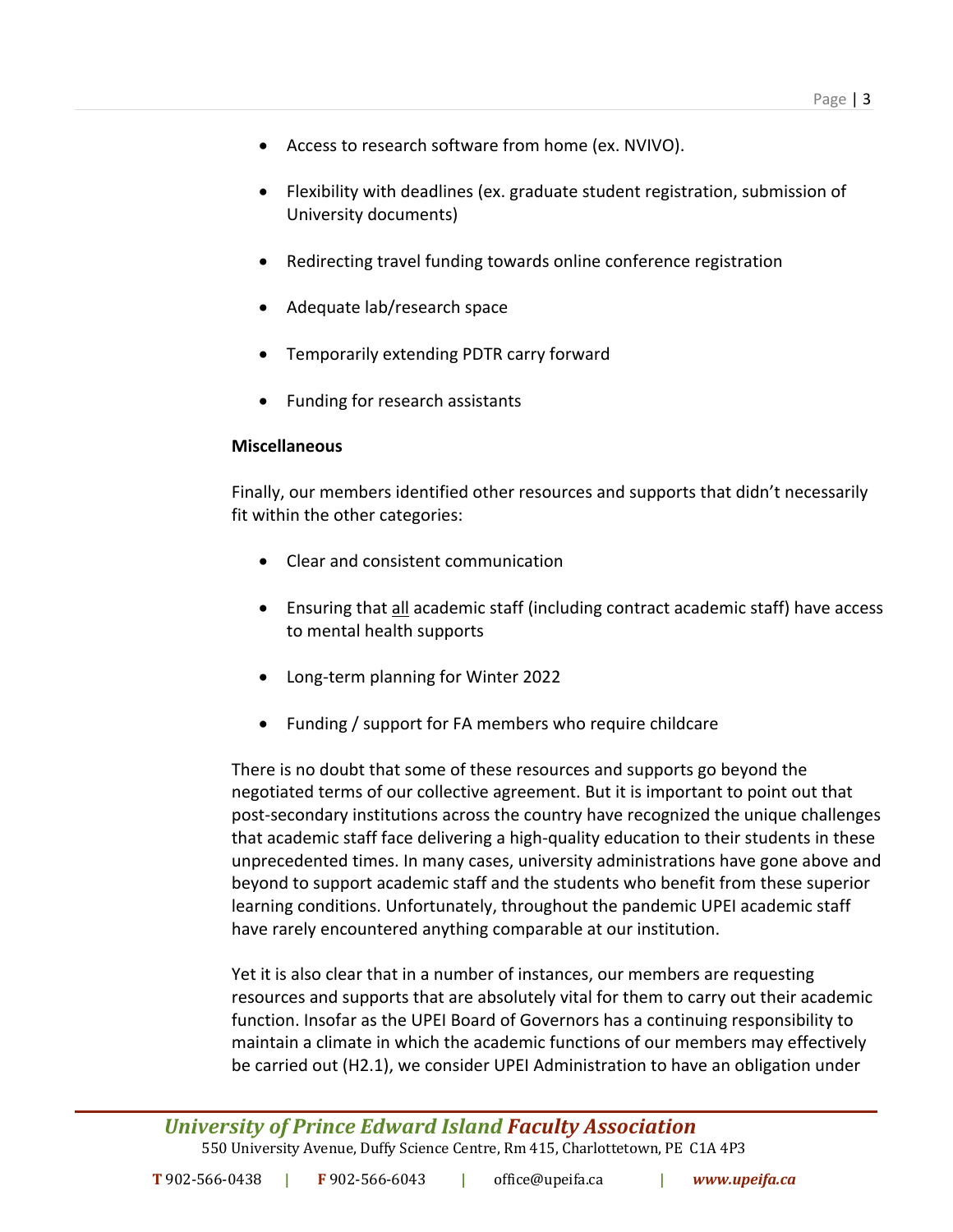- Access to research software from home (ex. NVIVO).
- Flexibility with deadlines (ex. graduate student registration, submission of University documents)
- Redirecting travel funding towards online conference registration
- Adequate lab/research space
- Temporarily extending PDTR carry forward
- Funding for research assistants

**Miscellaneous**

Finally, our members identified other resources and supports that didn't necessarily fit within the other categories:

- Clear and consistent communication
- Ensuring that <u>all</u> academic staff (including contract academic staff) have access to mental health supports
- Long-term planning for Winter 2022
- Funding / support for FA members who require childcare

There is no doubt that some of these resources and supports go beyond the negotiated terms of our collective agreement. But it is important to point out that post-secondary institutions across the country have recognized the unique challenges that academic staff face delivering a high-quality education to their students in these unprecedented times. In many cases, university administrations have gone above and beyond to support academic staff and the students who benefit from these superior learning conditions. Unfortunately, throughout the pandemic UPEI academic staff have rarely encountered anything comparable at our institution.

Yet it is also clear that in a number of instances, our members are requesting resources and supports that are absolutely vital for them to carry out their academic function. Insofar as the UPEI Board of Governors has a continuing responsibility to maintain a climate in which the academic functions of our members may effectively be carried out (H2.1), we consider UPEI Administration to have an obligation under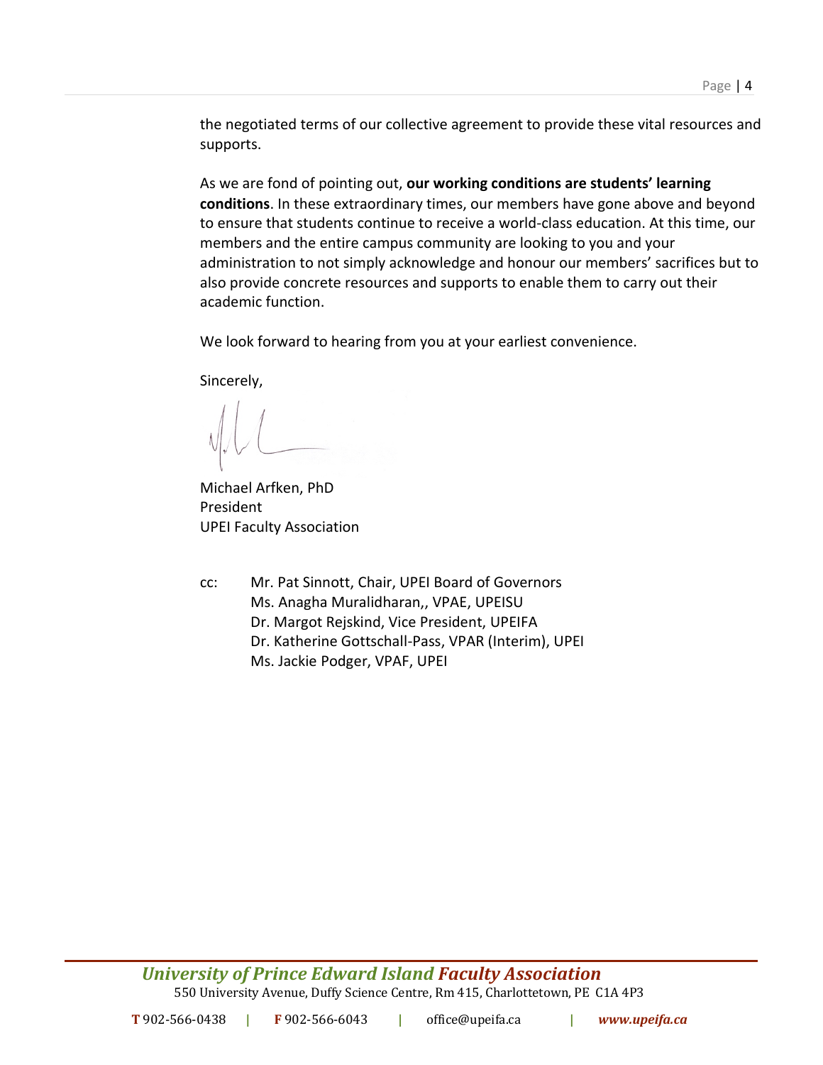the negotiated terms of our collective agreement to provide these vital resources and supports.

As we are fond of pointing out, **our working conditions are students' learning conditions**. In these extraordinary times, our members have gone above and beyond to ensure that students continue to receive a world-class education. At this time, our members and the entire campus community are looking to you and your administration to not simply acknowledge and honour our members' sacrifices but to also provide concrete resources and supports to enable them to carry out their academic function.

We look forward to hearing from you at your earliest convenience.

Sincerely,

Michael Arfken, PhD
President
UPEI Faculty Association

cc: Mr. Pat Sinnott, Chair, UPEI Board of Governors
Ms. Anagha Muralidharan,, VPAE, UPEISU
Dr. Margot Rejskind, Vice President, UPEIFA
Dr. Katherine Gottschall-Pass, VPAR (Interim), UPEI
Ms. Jackie Podger, VPAF, UPEI

*University of Prince Edward Island Faculty Association*
550 University Avenue, Duffy Science Centre, Rm 415, Charlottetown, PE C1A 4P3

**T** 902-566-0438 | **F** 902-566-6043 | office@upeifa.ca | *www.upeifa.ca*